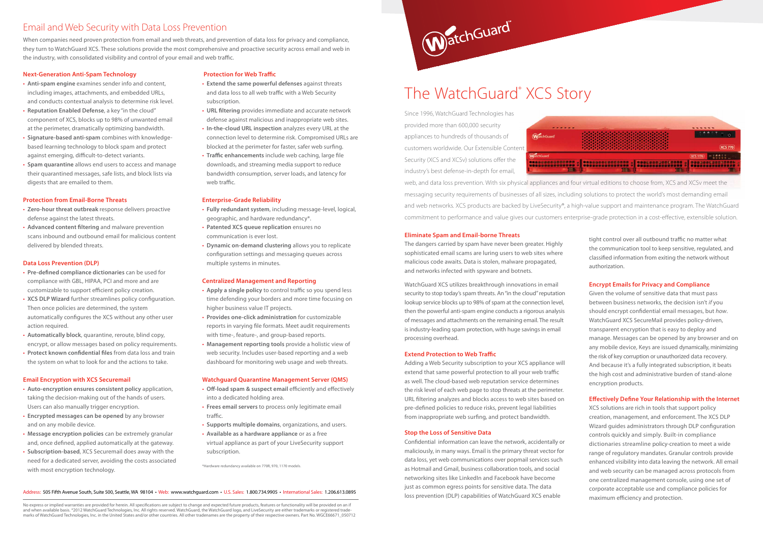# Email and Web Security with Data Loss Prevention

When companies need proven protection from email and web threats, and prevention of data loss for privacy and compliance, they turn to WatchGuard XCS. These solutions provide the most comprehensive and proactive security across email and web in the industry, with consolidated visibility and control of your email and web traffic.

### Next-Generation Anti-Spam Technology

- **Anti-spam engine** examines sender info and content, including images, attachments, and embedded URLs, and conducts contextual analysis to determine risk level.
- **Reputation Enabled Defense**, a key "in the cloud" component of XCS, blocks up to 98% of unwanted email at the perimeter, dramatically optimizing bandwidth.
- **Signature-based anti-spam** combines with knowledge-based learning technology to block spam and protect against emerging, difficult-to-detect variants.
- **Spam quarantine** allows end users to access and manage their quarantined messages, safe lists, and block lists via digests that are emailed to them.

### Protection from Email-Borne Threats

- **Zero-hour threat outbreak** response delivers proactive defense against the latest threats.
- **Advanced content filtering** and malware prevention scans inbound and outbound email for malicious content delivered by blended threats.

### Data Loss Prevention (DLP)

- **Pre-defined compliance dictionaries** can be used for compliance with GBL, HIPAA, PCI and more and are customizable to support efficient policy creation.
- **XCS DLP Wizard** further streamlines policy configuration. Then once policies are determined, the system automatically configures the XCS without any other user action required.
- **Automatically block**, quarantine, reroute, blind copy, encrypt, or allow messages based on policy requirements.
- **Protect known confidential files** from data loss and train the system on what to look for and the actions to take.

### Email Encryption with XCS Securemail

- **Auto-encryption ensures consistent policy** application, taking the decision-making out of the hands of users. Users can also manually trigger encryption.
- **Encrypted messages can be opened** by any browser and on any mobile device.
- **Message encryption policies** can be extremely granular and, once defined, applied automatically at the gateway.
- **Subscription-based**, XCS Securemail does away with the need for a dedicated server, avoiding the costs associated with most encryption technology.

### Protection for Web Traffic

- **Extend the same powerful defenses** against threats and data loss to all web traffic with a Web Security subscription.
- **URL filtering** provides immediate and accurate network defense against malicious and inappropriate web sites.
- **In-the-cloud URL inspection** analyzes every URL at the connection level to determine risk. Compromised URLs are blocked at the perimeter for faster, safer web surfing.
- **Traffic enhancements** include web caching, large file downloads, and streaming media support to reduce bandwidth consumption, server loads, and latency for web traffic.

### Enterprise-Grade Reliability

- **Fully redundant system**, including message-level, logical, geographic, and hardware redundancy*.
- **Patented XCS queue replication** ensures no communication is ever lost.
- **Dynamic on-demand clustering** allows you to replicate configuration settings and messaging queues across multiple systems in minutes.

### Centralized Management and Reporting

- **Apply a single policy** to control traffic so you spend less time defending your borders and more time focusing on higher business value IT projects.
- **Provides one-click administration** for customizable reports in varying file formats. Meet audit requirements with time-, feature-, and group-based reports.
- **Management reporting tools** provide a holistic view of web security. Includes user-based reporting and a web dashboard for monitoring web usage and web threats.

### Watchguard Quarantine Management Server (QMS)

- **Off-load spam & suspect email** efficiently and effectively into a dedicated holding area.
- **Frees email servers** to process only legitimate email traffic.
- **Supports multiple domains**, organizations, and users.
- **Available as a hardware appliance** or as a free virtual appliance as part of your LiveSecurity support subscription.

*Hardware redundancy available on 770R, 970, 1170 models.

Address: 505 Fifth Avenue South, Suite 500, Seattle, WA 98104 • Web: www.watchguard.com • U.S. Sales: 1.800.734.9905 • International Sales: 1.206.613.0895

No express or implied warranties are provided for herein. All specifications are subject to change and expected future products, features or functionality will be provided on an if and when available basis. ©2012 WatchGuard Technologies, Inc. All rights reserved. WatchGuard, the WatchGuard logo, and LiveSecurity are either trademarks or registered trademarks of WatchGuard Technologies, Inc. in the United States and/or other countries. All other tradenames are the property of their respective owners. Part No. WGCE66671_050712

WatchGuard™

# The WatchGuard® XCS Story

Since 1996, WatchGuard Technologies has provided more than 600,000 security appliances to hundreds of thousands of customers worldwide. Our Extensible Content Security (XCS and XCSv) solutions offer the industry's best defense-in-depth for email, web, and data loss prevention. With six physical appliances and four virtual editions to choose from, XCS and XCSv meet the messaging security requirements of businesses of all sizes, including solutions to protect the world's most demanding email and web networks. XCS products are backed by LiveSecurity®, a high-value support and maintenance program. The WatchGuard commitment to performance and value gives our customers enterprise-grade protection in a cost-effective, extensible solution.

### Eliminate Spam and Email-borne Threats

The dangers carried by spam have never been greater. Highly sophisticated email scams are luring users to web sites where malicious code awaits. Data is stolen, malware propagated, and networks infected with spyware and botnets.

WatchGuard XCS utilizes breakthrough innovations in email security to stop today's spam threats. An "in the cloud" reputation lookup service blocks up to 98% of spam at the connection level, then the powerful anti-spam engine conducts a rigorous analysis of messages and attachments on the remaining email. The result is industry-leading spam protection, with huge savings in email processing overhead.

### Extend Protection to Web Traffic

Adding a Web Security subscription to your XCS appliance will extend that same powerful protection to all your web traffic as well. The cloud-based web reputation service determines the risk level of each web page to stop threats at the perimeter. URL filtering analyzes and blocks access to web sites based on pre-defined policies to reduce risks, prevent legal liabilities from inappropriate web surfing, and protect bandwidth.

### Stop the Loss of Sensitive Data

Confidential information can leave the network, accidentally or maliciously, in many ways. Email is the primary threat vector for data loss, yet web communications over popmail services such as Hotmail and Gmail, business collaboration tools, and social networking sites like LinkedIn and Facebook have become just as common egress points for sensitive data. The data loss prevention (DLP) capabilities of WatchGuard XCS enable tight control over all outbound traffic no matter what the communication tool to keep sensitive, regulated, and classified information from exiting the network without authorization.

### Encrypt Emails for Privacy and Compliance

Given the volume of sensitive data that must pass between business networks, the decision isn't *if* you should encrypt confidential email messages, but *how*. WatchGuard XCS SecureMail provides policy-driven, transparent encryption that is easy to deploy and manage. Messages can be opened by any browser and on any mobile device, Keys are issued dynamically, minimizing the risk of key corruption or unauthorized data recovery. And because it's a fully integrated subscription, it beats the high cost and administrative burden of stand-alone encryption products.

### Effectively Define Your Relationship with the Internet

XCS solutions are rich in tools that support policy creation, management, and enforcement. The XCS DLP Wizard guides administrators through DLP configuration controls quickly and simply. Built-in compliance dictionaries streamline policy-creation to meet a wide range of regulatory mandates. Granular controls provide enhanced visibility into data leaving the network. All email and web security can be managed across protocols from one centralized management console, using one set of corporate acceptable use and compliance policies for maximum efficiency and protection.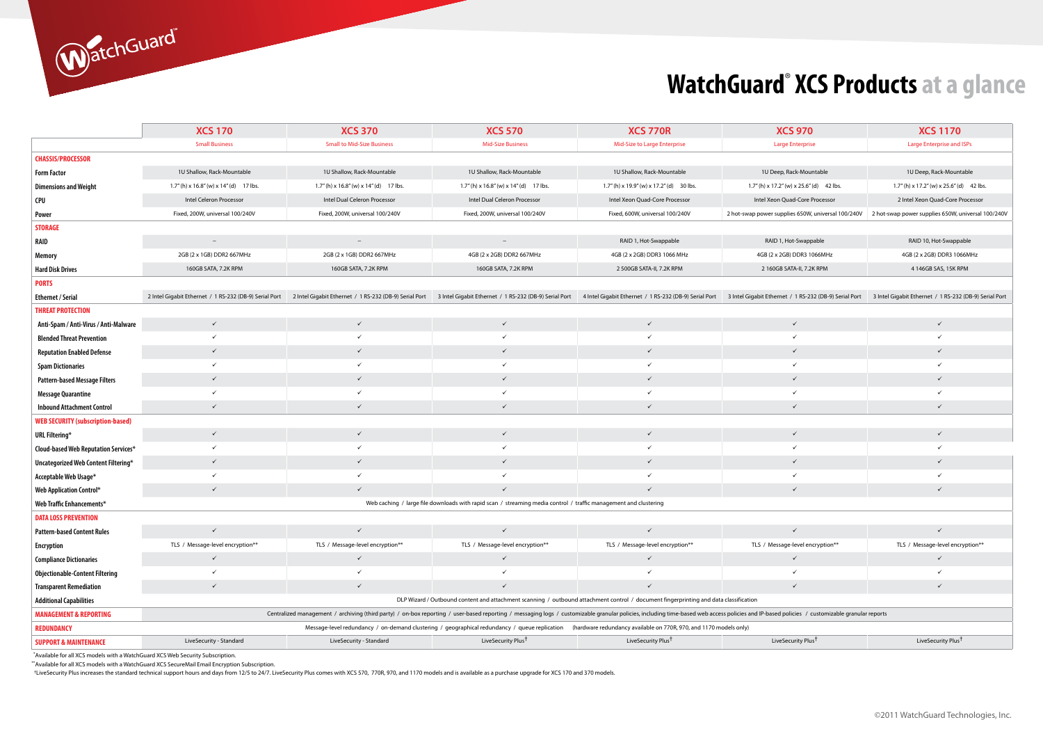# WatchGuard® XCS Products at a glance

| | XCS 170 | XCS 370 | XCS 570 | XCS 770R | XCS 970 | XCS 1170 |
|---|---|---|---|---|---|---|
| | Small Business | Small to Mid-Size Business | Mid-Size Business | Mid-Size to Large Enterprise | Large Enterprise | Large Enterprise and ISPs |
| **CHASSIS/PROCESSOR** | | | | | | |
| **Form Factor** | 1U Shallow, Rack-Mountable | 1U Shallow, Rack-Mountable | 1U Shallow, Rack-Mountable | 1U Shallow, Rack-Mountable | 1U Deep, Rack-Mountable | 1U Deep, Rack-Mountable |
| **Dimensions and Weight** | 1.7" (h) x 16.8" (w) x 14" (d) 17 lbs. | 1.7" (h) x 16.8" (w) x 14" (d) 17 lbs. | 1.7" (h) x 16.8" (w) x 14" (d) 17 lbs. | 1.7" (h) x 19.9" (w) x 17.2" (d) 30 lbs. | 1.7" (h) x 17.2" (w) x 25.6" (d) 42 lbs. | 1.7" (h) x 17.2" (w) x 25.6" (d) 42 lbs. |
| **CPU** | Intel Celeron Processor | Intel Dual Celeron Processor | Intel Dual Celeron Processor | Intel Xeon Quad-Core Processor | Intel Xeon Quad-Core Processor | 2 Intel Xeon Quad-Core Processor |
| **Power** | Fixed, 200W, universal 100/240V | Fixed, 200W, universal 100/240V | Fixed, 200W, universal 100/240V | Fixed, 600W, universal 100/240V | 2 hot-swap power supplies 650W, universal 100/240V | 2 hot-swap power supplies 650W, universal 100/240V |
| **STORAGE** | | | | | | |
| **RAID** | – | – | – | RAID 1, Hot-Swappable | RAID 1, Hot-Swappable | RAID 10, Hot-Swappable |
| **Memory** | 2GB (2 x 1GB) DDR2 667MHz | 2GB (2 x 1GB) DDR2 667MHz | 4GB (2 x 2GB) DDR2 667MHz | 4GB (2 x 2GB) DDR3 1066 MHz | 4GB (2 x 2GB) DDR3 1066MHz | 4GB (2 x 2GB) DDR3 1066MHz |
| **Hard Disk Drives** | 160GB SATA, 7.2K RPM | 160GB SATA, 7.2K RPM | 160GB SATA, 7.2K RPM | 2 500GB SATA-II, 7.2K RPM | 2 160GB SATA-II, 7.2K RPM | 4 146GB SAS, 15K RPM |
| **PORTS** | | | | | | |
| **Ethernet / Serial** | 2 Intel Gigabit Ethernet / 1 RS-232 (DB-9) Serial Port | 2 Intel Gigabit Ethernet / 1 RS-232 (DB-9) Serial Port | 3 Intel Gigabit Ethernet / 1 RS-232 (DB-9) Serial Port | 4 Intel Gigabit Ethernet / 1 RS-232 (DB-9) Serial Port | 3 Intel Gigabit Ethernet / 1 RS-232 (DB-9) Serial Port | 3 Intel Gigabit Ethernet / 1 RS-232 (DB-9) Serial Port |
| **THREAT PROTECTION** | | | | | | |
| **Anti-Spam / Anti-Virus / Anti-Malware** | ✓ | ✓ | ✓ | ✓ | ✓ | ✓ |
| **Blended Threat Prevention** | ✓ | ✓ | ✓ | ✓ | ✓ | ✓ |
| **Reputation Enabled Defense** | ✓ | ✓ | ✓ | ✓ | ✓ | ✓ |
| **Spam Dictionaries** | ✓ | ✓ | ✓ | ✓ | ✓ | ✓ |
| **Pattern-based Message Filters** | ✓ | ✓ | ✓ | ✓ | ✓ | ✓ |
| **Message Quarantine** | ✓ | ✓ | ✓ | ✓ | ✓ | ✓ |
| **Inbound Attachment Control** | ✓ | ✓ | ✓ | ✓ | ✓ | ✓ |
| **WEB SECURITY (subscription-based)** | | | | | | |
| **URL Filtering*** | ✓ | ✓ | ✓ | ✓ | ✓ | ✓ |
| **Cloud-based Web Reputation Services*** | ✓ | ✓ | ✓ | ✓ | ✓ | ✓ |
| **Uncategorized Web Content Filtering*** | ✓ | ✓ | ✓ | ✓ | ✓ | ✓ |
| **Acceptable Web Usage*** | ✓ | ✓ | ✓ | ✓ | ✓ | ✓ |
| **Web Application Control*** | ✓ | ✓ | ✓ | ✓ | ✓ | ✓ |
| **Web Traffic Enhancements*** | Web caching / large file downloads with rapid scan / streaming media control / traffic management and clustering | | | | | |
| **DATA LOSS PREVENTION** | | | | | | |
| **Pattern-based Content Rules** | ✓ | ✓ | ✓ | ✓ | ✓ | ✓ |
| **Encryption** | TLS / Message-level encryption** | TLS / Message-level encryption** | TLS / Message-level encryption** | TLS / Message-level encryption** | TLS / Message-level encryption** | TLS / Message-level encryption** |
| **Compliance Dictionaries** | ✓ | ✓ | ✓ | ✓ | ✓ | ✓ |
| **Objectionable-Content Filtering** | ✓ | ✓ | ✓ | ✓ | ✓ | ✓ |
| **Transparent Remediation** | ✓ | ✓ | ✓ | ✓ | ✓ | ✓ |
| **Additional Capabilities** | DLP Wizard / Outbound content and attachment scanning / outbound attachment control / document fingerprinting and data classification | | | | | |
| **MANAGEMENT & REPORTING** | Centralized management / archiving (third party) / on-box reporting / user-based reporting / messaging logs / customizable granular policies, including time-based web access policies and IP-based policies / customizable granular reports | | | | | |
| **REDUNDANCY** | Message-level redundancy / on-demand clustering / geographical redundancy / queue replication (hardware redundancy available on 770R, 970, and 1170 models only) | | | | | |
| **SUPPORT & MAINTENANCE** | LiveSecurity - Standard | LiveSecurity - Standard | LiveSecurity Plus† | LiveSecurity Plus† | LiveSecurity Plus† | LiveSecurity Plus† |

*Available for all XCS models with a WatchGuard XCS Web Security Subscription.

**Available for all XCS models with a WatchGuard XCS SecureMail Email Encryption Subscription.

†LiveSecurity Plus increases the standard technical support hours and days from 12/5 to 24/7. LiveSecurity Plus comes with XCS 570, 770R, 970, and 1170 models and is available as a purchase upgrade for XCS 170 and 370 models.

©2011 WatchGuard Technologies, Inc.